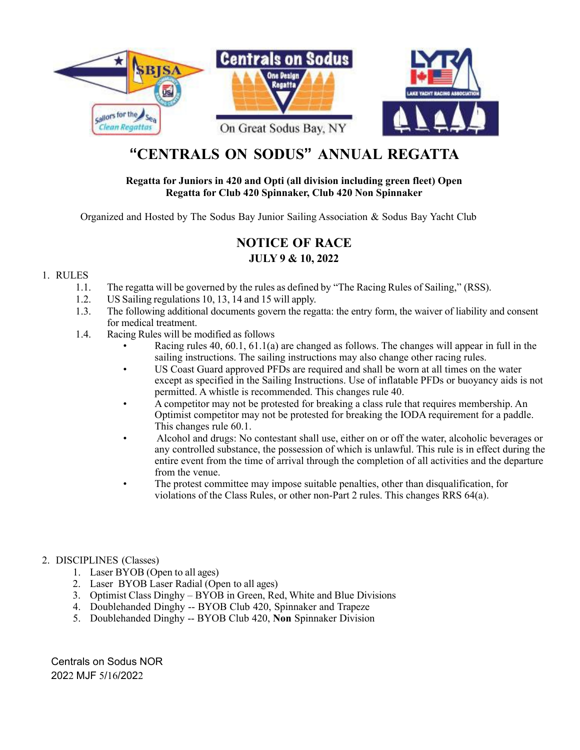# "CENTRALS ON SODUS" ANNUAL REGATTA

**Regatta for Juniors in 420 and Opti (all division including green fleet) Open Regatta for Club 420 Spinnaker, Club 420 Non Spinnaker**

Organized and Hosted by The Sodus Bay Junior Sailing Association & Sodus Bay Yacht Club

## NOTICE OF RACE

### JULY 9 & 10, 2022

1. RULES
   1.1. The regatta will be governed by the rules as defined by "The Racing Rules of Sailing," (RSS).
   1.2. US Sailing regulations 10, 13, 14 and 15 will apply.
   1.3. The following additional documents govern the regatta: the entry form, the waiver of liability and consent for medical treatment.
   1.4. Racing Rules will be modified as follows
      - Racing rules 40, 60.1, 61.1(a) are changed as follows. The changes will appear in full in the sailing instructions. The sailing instructions may also change other racing rules.
      - US Coast Guard approved PFDs are required and shall be worn at all times on the water except as specified in the Sailing Instructions. Use of inflatable PFDs or buoyancy aids is not permitted. A whistle is recommended. This changes rule 40.
      - A competitor may not be protested for breaking a class rule that requires membership. An Optimist competitor may not be protested for breaking the IODA requirement for a paddle. This changes rule 60.1.
      - Alcohol and drugs: No contestant shall use, either on or off the water, alcoholic beverages or any controlled substance, the possession of which is unlawful. This rule is in effect during the entire event from the time of arrival through the completion of all activities and the departure from the venue.
      - The protest committee may impose suitable penalties, other than disqualification, for violations of the Class Rules, or other non-Part 2 rules. This changes RRS 64(a).

2. DISCIPLINES (Classes)
   1. Laser BYOB (Open to all ages)
   2. Laser BYOB Laser Radial (Open to all ages)
   3. Optimist Class Dinghy – BYOB in Green, Red, White and Blue Divisions
   4. Doublehanded Dinghy -- BYOB Club 420, Spinnaker and Trapeze
   5. Doublehanded Dinghy -- BYOB Club 420, **Non** Spinnaker Division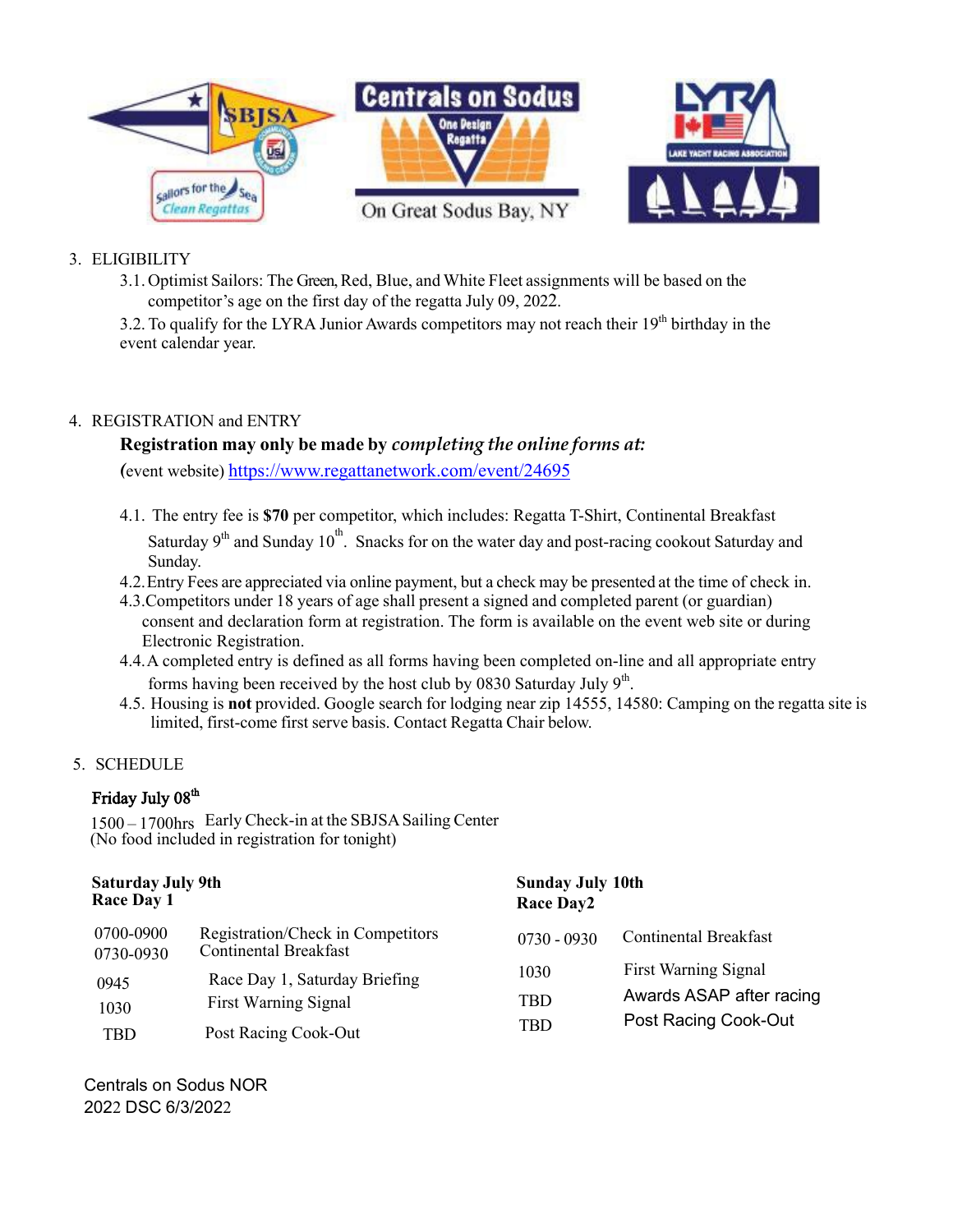## 3. ELIGIBILITY

3.1. Optimist Sailors: The Green, Red, Blue, and White Fleet assignments will be based on the competitor's age on the first day of the regatta July 09, 2022.

3.2. To qualify for the LYRA Junior Awards competitors may not reach their 19th birthday in the event calendar year.

## 4. REGISTRATION and ENTRY

**Registration may only be made by *completing the online forms at:***

(event website) https://www.regattanetwork.com/event/24695

4.1. The entry fee is **$70** per competitor, which includes: Regatta T-Shirt, Continental Breakfast Saturday 9th and Sunday 10th. Snacks for on the water day and post-racing cookout Saturday and Sunday.

4.2. Entry Fees are appreciated via online payment, but a check may be presented at the time of check in.

4.3. Competitors under 18 years of age shall present a signed and completed parent (or guardian) consent and declaration form at registration. The form is available on the event web site or during Electronic Registration.

4.4. A completed entry is defined as all forms having been completed on-line and all appropriate entry forms having been received by the host club by 0830 Saturday July 9th.

4.5. Housing is **not** provided. Google search for lodging near zip 14555, 14580: Camping on the regatta site is limited, first-come first serve basis. Contact Regatta Chair below.

## 5. SCHEDULE

**Friday July 08th**

1500 – 1700hrs Early Check-in at the SBJSA Sailing Center
(No food included in registration for tonight)

**Saturday July 9th**
**Race Day 1**

| | |
|---|---|
| 0700-0900 | Registration/Check in Competitors |
| 0730-0930 | Continental Breakfast |
| 0945 | Race Day 1, Saturday Briefing |
| 1030 | First Warning Signal |
| TBD | Post Racing Cook-Out |

**Sunday July 10th**
**Race Day2**

| | |
|---|---|
| 0730 - 0930 | Continental Breakfast |
| 1030 | First Warning Signal |
| TBD | Awards ASAP after racing |
| TBD | Post Racing Cook-Out |

Centrals on Sodus NOR
2022 DSC 6/3/2022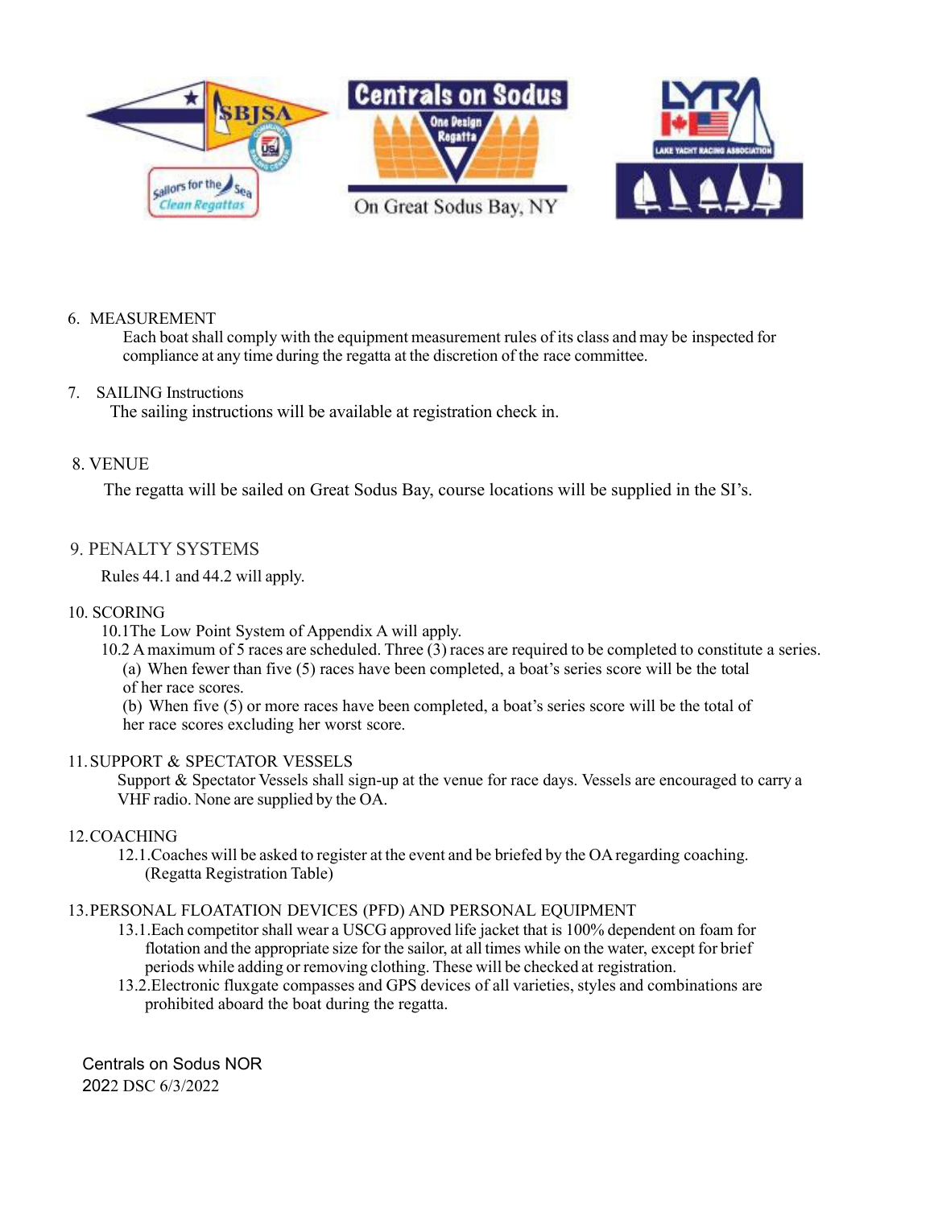6. MEASUREMENT

Each boat shall comply with the equipment measurement rules of its class and may be inspected for compliance at any time during the regatta at the discretion of the race committee.

7. SAILING Instructions

The sailing instructions will be available at registration check in.

8. VENUE

The regatta will be sailed on Great Sodus Bay, course locations will be supplied in the SI's.

9. PENALTY SYSTEMS

Rules 44.1 and 44.2 will apply.

10. SCORING

10.1The Low Point System of Appendix A will apply.

10.2 A maximum of 5 races are scheduled. Three (3) races are required to be completed to constitute a series.

(a) When fewer than five (5) races have been completed, a boat's series score will be the total of her race scores.

(b) When five (5) or more races have been completed, a boat's series score will be the total of her race scores excluding her worst score.

11. SUPPORT & SPECTATOR VESSELS

Support & Spectator Vessels shall sign-up at the venue for race days. Vessels are encouraged to carry a VHF radio. None are supplied by the OA.

12. COACHING

12.1.Coaches will be asked to register at the event and be briefed by the OA regarding coaching. (Regatta Registration Table)

13. PERSONAL FLOATATION DEVICES (PFD) AND PERSONAL EQUIPMENT

13.1.Each competitor shall wear a USCG approved life jacket that is 100% dependent on foam for flotation and the appropriate size for the sailor, at all times while on the water, except for brief periods while adding or removing clothing. These will be checked at registration.

13.2.Electronic fluxgate compasses and GPS devices of all varieties, styles and combinations are prohibited aboard the boat during the regatta.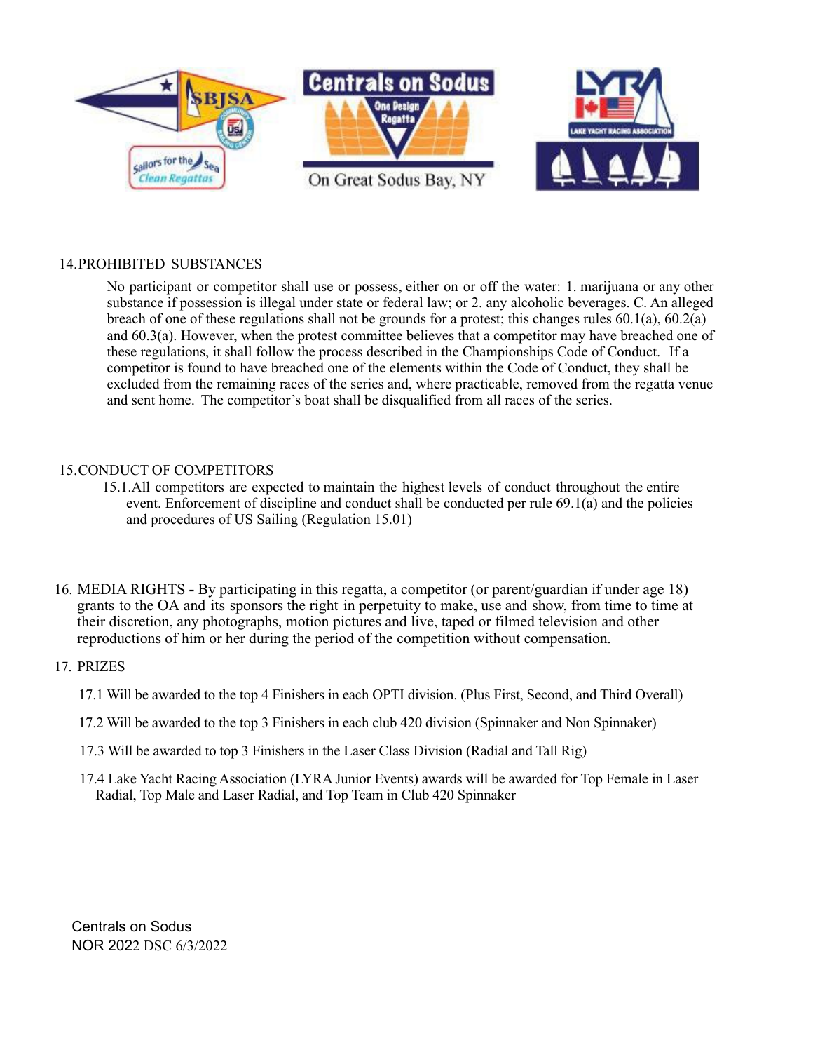14. PROHIBITED SUBSTANCES

No participant or competitor shall use or possess, either on or off the water: 1. marijuana or any other substance if possession is illegal under state or federal law; or 2. any alcoholic beverages. C. An alleged breach of one of these regulations shall not be grounds for a protest; this changes rules 60.1(a), 60.2(a) and 60.3(a). However, when the protest committee believes that a competitor may have breached one of these regulations, it shall follow the process described in the Championships Code of Conduct. If a competitor is found to have breached one of the elements within the Code of Conduct, they shall be excluded from the remaining races of the series and, where practicable, removed from the regatta venue and sent home. The competitor's boat shall be disqualified from all races of the series.

15. CONDUCT OF COMPETITORS

15.1. All competitors are expected to maintain the highest levels of conduct throughout the entire event. Enforcement of discipline and conduct shall be conducted per rule 69.1(a) and the policies and procedures of US Sailing (Regulation 15.01)

16. MEDIA RIGHTS **-** By participating in this regatta, a competitor (or parent/guardian if under age 18) grants to the OA and its sponsors the right in perpetuity to make, use and show, from time to time at their discretion, any photographs, motion pictures and live, taped or filmed television and other reproductions of him or her during the period of the competition without compensation.

17. PRIZES

17.1 Will be awarded to the top 4 Finishers in each OPTI division. (Plus First, Second, and Third Overall)

17.2 Will be awarded to the top 3 Finishers in each club 420 division (Spinnaker and Non Spinnaker)

17.3 Will be awarded to top 3 Finishers in the Laser Class Division (Radial and Tall Rig)

17.4 Lake Yacht Racing Association (LYRA Junior Events) awards will be awarded for Top Female in Laser Radial, Top Male and Laser Radial, and Top Team in Club 420 Spinnaker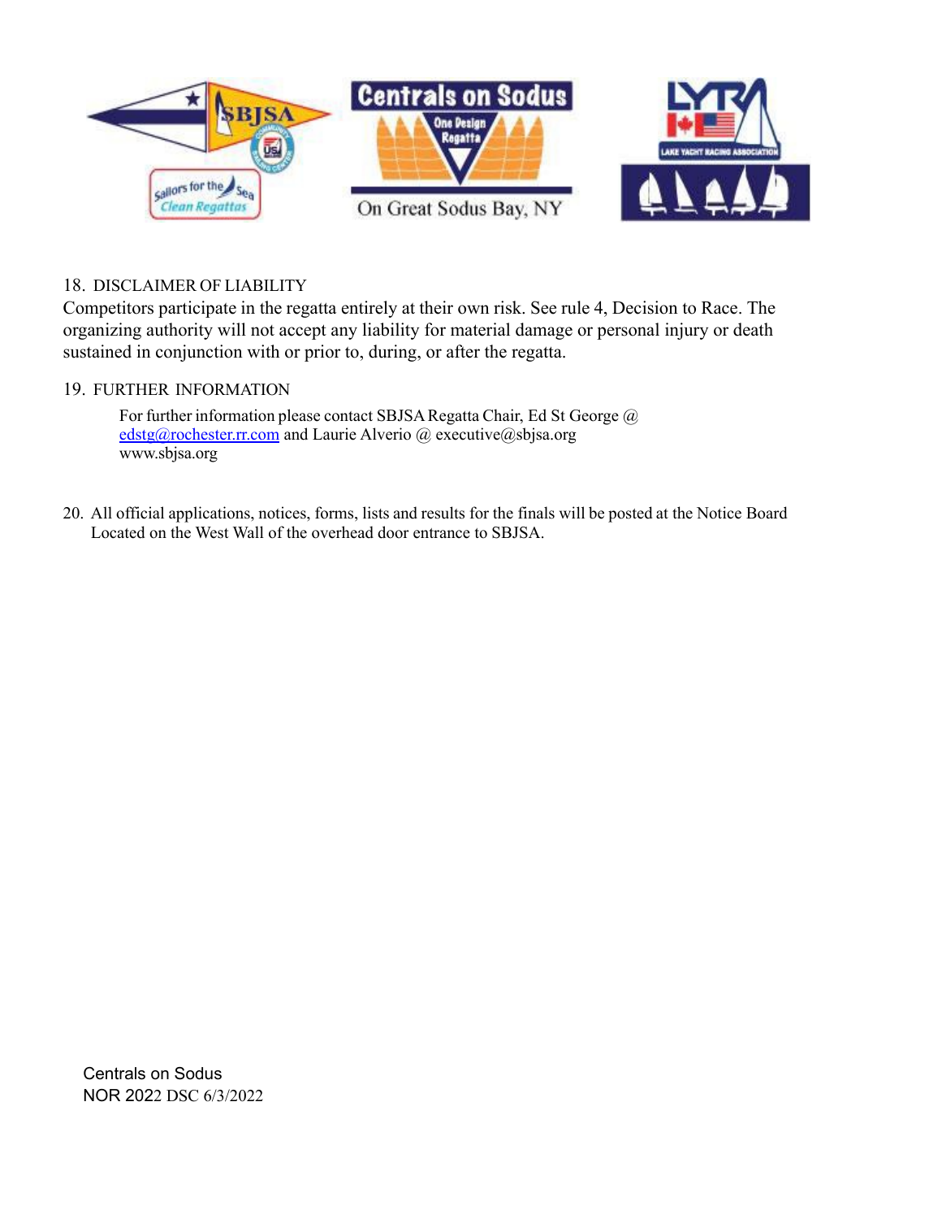18. DISCLAIMER OF LIABILITY

Competitors participate in the regatta entirely at their own risk. See rule 4, Decision to Race. The organizing authority will not accept any liability for material damage or personal injury or death sustained in conjunction with or prior to, during, or after the regatta.

19. FURTHER INFORMATION

For further information please contact SBJSA Regatta Chair, Ed St George @ edstg@rochester.rr.com and Laurie Alverio @ executive@sbjsa.org
www.sbjsa.org

20. All official applications, notices, forms, lists and results for the finals will be posted at the Notice Board Located on the West Wall of the overhead door entrance to SBJSA.

Centrals on Sodus
NOR 2022 DSC 6/3/2022